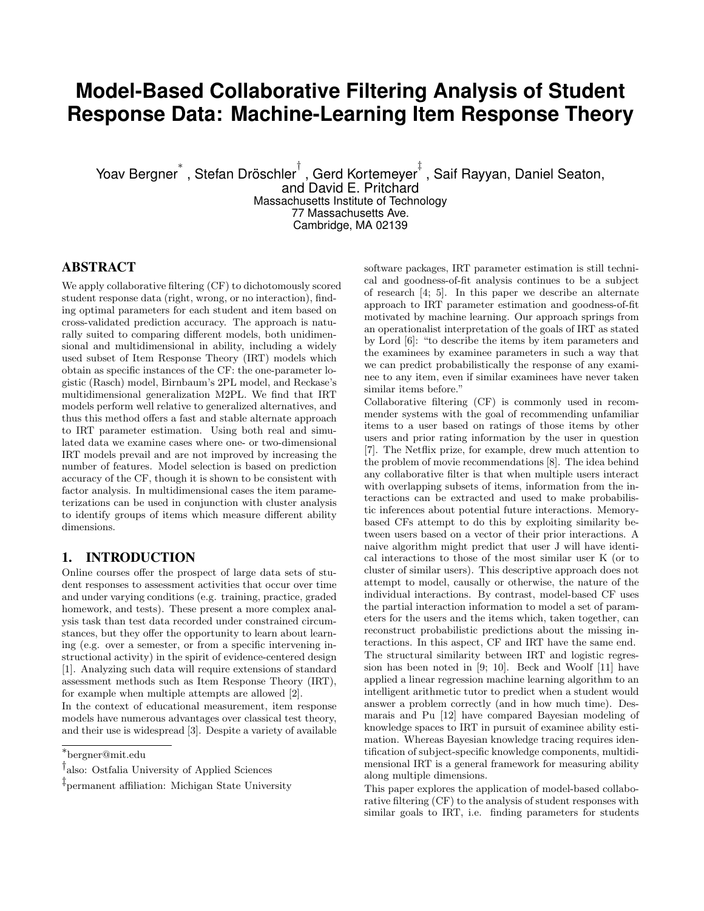# Model-Based Collaborative Filtering Analysis of Student Response Data: Machine-Learning Item Response Theory

Yoav Bergner[*], Stefan Dröschler[†], Gerd Kortemeyer[‡], Saif Rayyan, Daniel Seaton, and David E. Pritchard

Massachusetts Institute of Technology
77 Massachusetts Ave.
Cambridge, MA 02139

## ABSTRACT

We apply collaborative filtering (CF) to dichotomously scored student response data (right, wrong, or no interaction), finding optimal parameters for each student and item based on cross-validated prediction accuracy. The approach is naturally suited to comparing different models, both unidimensional and multidimensional in ability, including a widely used subset of Item Response Theory (IRT) models which obtain as specific instances of the CF: the one-parameter logistic (Rasch) model, Birnbaum's 2PL model, and Reckase's multidimensional generalization M2PL. We find that IRT models perform well relative to generalized alternatives, and thus this method offers a fast and stable alternate approach to IRT parameter estimation. Using both real and simulated data we examine cases where one- or two-dimensional IRT models prevail and are not improved by increasing the number of features. Model selection is based on prediction accuracy of the CF, though it is shown to be consistent with factor analysis. In multidimensional cases the item parameterizations can be used in conjunction with cluster analysis to identify groups of items which measure different ability dimensions.

## 1. INTRODUCTION

Online courses offer the prospect of large data sets of student responses to assessment activities that occur over time and under varying conditions (e.g. training, practice, graded homework, and tests). These present a more complex analysis task than test data recorded under constrained circumstances, but they offer the opportunity to learn about learning (e.g. over a semester, or from a specific intervening instructional activity) in the spirit of evidence-centered design [1]. Analyzing such data will require extensions of standard assessment methods such as Item Response Theory (IRT), for example when multiple attempts are allowed [2].

In the context of educational measurement, item response models have numerous advantages over classical test theory, and their use is widespread [3]. Despite a variety of available software packages, IRT parameter estimation is still technical and goodness-of-fit analysis continues to be a subject of research [4; 5]. In this paper we describe an alternate approach to IRT parameter estimation and goodness-of-fit motivated by machine learning. Our approach springs from an operationalist interpretation of the goals of IRT as stated by Lord [6]: "to describe the items by item parameters and the examinees by examinee parameters in such a way that we can predict probabilistically the response of any examinee to any item, even if similar examinees have never taken similar items before."

Collaborative filtering (CF) is commonly used in recommender systems with the goal of recommending unfamiliar items to a user based on ratings of those items by other users and prior rating information by the user in question [7]. The Netflix prize, for example, drew much attention to the problem of movie recommendations [8]. The idea behind any collaborative filter is that when multiple users interact with overlapping subsets of items, information from the interactions can be extracted and used to make probabilistic inferences about potential future interactions. Memory-based CFs attempt to do this by exploiting similarity between users based on a vector of their prior interactions. A naive algorithm might predict that user J will have identical interactions to those of the most similar user K (or to cluster of similar users). This descriptive approach does not attempt to model, causally or otherwise, the nature of the individual interactions. By contrast, model-based CF uses the partial interaction information to model a set of parameters for the users and the items which, taken together, can reconstruct probabilistic predictions about the missing interactions. In this aspect, CF and IRT have the same end.

The structural similarity between IRT and logistic regression has been noted in [9; 10]. Beck and Woolf [11] have applied a linear regression machine learning algorithm to an intelligent arithmetic tutor to predict when a student would answer a problem correctly (and in how much time). Desmarais and Pu [12] have compared Bayesian modeling of knowledge spaces to IRT in pursuit of examinee ability estimation. Whereas Bayesian knowledge tracing requires identification of subject-specific knowledge components, multidimensional IRT is a general framework for measuring ability along multiple dimensions.

This paper explores the application of model-based collaborative filtering (CF) to the analysis of student responses with similar goals to IRT, i.e. finding parameters for students

---

[*] bergner@mit.edu

[†] also: Ostfalia University of Applied Sciences

[‡] permanent affiliation: Michigan State University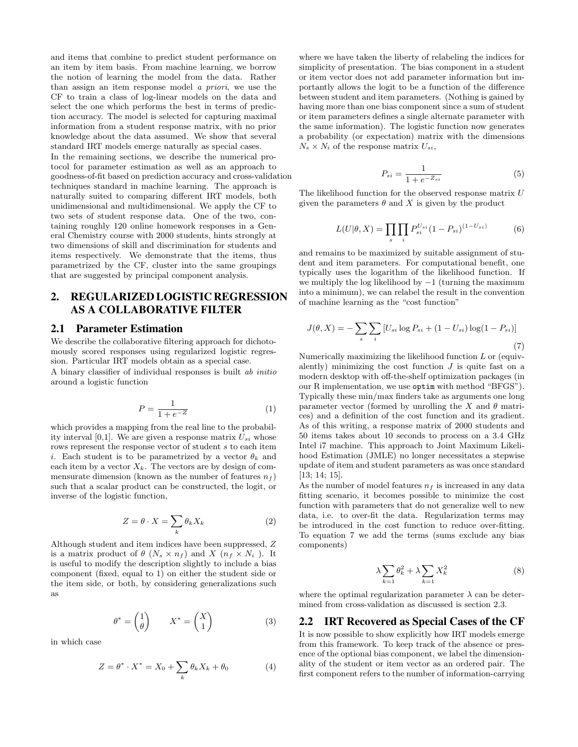and items that combine to predict student performance on an item by item basis. From machine learning, we borrow the notion of learning the model from the data. Rather than assign an item response model *a priori*, we use the CF to train a class of log-linear models on the data and select the one which performs the best in terms of prediction accuracy. The model is selected for capturing maximal information from a student response matrix, with no prior knowledge about the data assumed. We show that several standard IRT models emerge naturally as special cases.

In the remaining sections, we describe the numerical protocol for parameter estimation as well as an approach to goodness-of-fit based on prediction accuracy and cross-validation techniques standard in machine learning. The approach is naturally suited to comparing different IRT models, both unidimensional and multidimensional. We apply the CF to two sets of student response data. One of the two, containing roughly 120 online homework responses in a General Chemistry course with 2000 students, hints strongly at two dimensions of skill and discrimination for students and items respectively. We demonstrate that the items, thus parametrized by the CF, cluster into the same groupings that are suggested by principal component analysis.

## 2. REGULARIZED LOGISTIC REGRESSION AS A COLLABORATIVE FILTER

### 2.1 Parameter Estimation

We describe the collaborative filtering approach for dichotomously scored responses using regularized logistic regression. Particular IRT models obtain as a special case.

A binary classifier of individual responses is built *ab initio* around a logistic function

$$P = \frac{1}{1+e^{-Z}} \tag{1}$$

which provides a mapping from the real line to the probability interval [0,1]. We are given a response matrix $U_{si}$ whose rows represent the response vector of student $s$ to each item $i$. Each student is to be parametrized by a vector $\theta_k$ and each item by a vector $X_k$. The vectors are by design of commensurate dimension (known as the number of features $n_f$) such that a scalar product can be constructed, the logit, or inverse of the logistic function,

$$Z = \theta \cdot X = \sum_k \theta_k X_k \tag{2}$$

Although student and item indices have been suppressed, $Z$ is a matrix product of $\theta$ ($N_s \times n_f$) and $X$ ($n_f \times N_i$ ). It is useful to modify the description slightly to include a bias component (fixed, equal to 1) on either the student side or the item side, or both, by considering generalizations such as

$$\theta^* = \begin{pmatrix} 1 \\ \theta \end{pmatrix} \qquad X^* = \begin{pmatrix} X \\ 1 \end{pmatrix} \tag{3}$$

in which case

$$Z = \theta^* \cdot X^* = X_0 + \sum_k \theta_k X_k + \theta_0 \tag{4}$$

where we have taken the liberty of relabeling the indices for simplicity of presentation. The bias component in a student or item vector does not add parameter information but importantly allows the logit to be a function of the difference between student and item parameters. (Nothing is gained by having more than one bias component since a sum of student or item parameters defines a single alternate parameter with the same information.) The logistic function now generates a probability (or expectation) matrix with the dimensions $N_s \times N_i$ of the response matrix $U_{si}$,

$$P_{si} = \frac{1}{1+e^{-Z_{si}}} \tag{5}$$

The likelihood function for the observed response matrix $U$ given the parameters $\theta$ and $X$ is given by the product

$$L(U|\theta, X) = \prod_s \prod_i P_{si}^{U_{si}} (1-P_{si})^{(1-U_{si})} \tag{6}$$

and remains to be maximized by suitable assignment of student and item parameters. For computational benefit, one typically uses the logarithm of the likelihood function. If we multiply the log likelihood by $-1$ (turning the maximum into a minimum), we can relabel the result in the convention of machine learning as the "cost function"

$$J(\theta, X) = -\sum_s \sum_i \left[U_{si} \log P_{si} + (1-U_{si}) \log(1-P_{si})\right] \tag{7}$$

Numerically maximizing the likelihood function $L$ or (equivalently) minimizing the cost function $J$ is quite fast on a modern desktop with off-the-shelf optimization packages (in our R implementation, we use `optim` with method "BFGS"). Typically these min/max finders take as arguments one long parameter vector (formed by unrolling the $X$ and $\theta$ matrices) and a definition of the cost function and its gradient. As of this writing, a response matrix of 2000 students and 50 items takes about 10 seconds to process on a 3.4 GHz Intel i7 machine. This approach to Joint Maximum Likelihood Estimation (JMLE) no longer necessitates a stepwise update of item and student parameters as was once standard [13; 14; 15].

As the number of model features $n_f$ is increased in any data fitting scenario, it becomes possible to minimize the cost function with parameters that do not generalize well to new data, i.e. to over-fit the data. Regularization terms may be introduced in the cost function to reduce over-fitting. To equation 7 we add the terms (sums exclude any bias components)

$$\lambda \sum_{k=1} \theta_k^2 + \lambda \sum_{k=1} X_k^2 \tag{8}$$

where the optimal regularization parameter $\lambda$ can be determined from cross-validation as discussed is section 2.3.

### 2.2 IRT Recovered as Special Cases of the CF

It is now possible to show explicitly how IRT models emerge from this framework. To keep track of the absence or presence of the optional bias component, we label the dimensionality of the student or item vector as an ordered pair. The first component refers to the number of information-carrying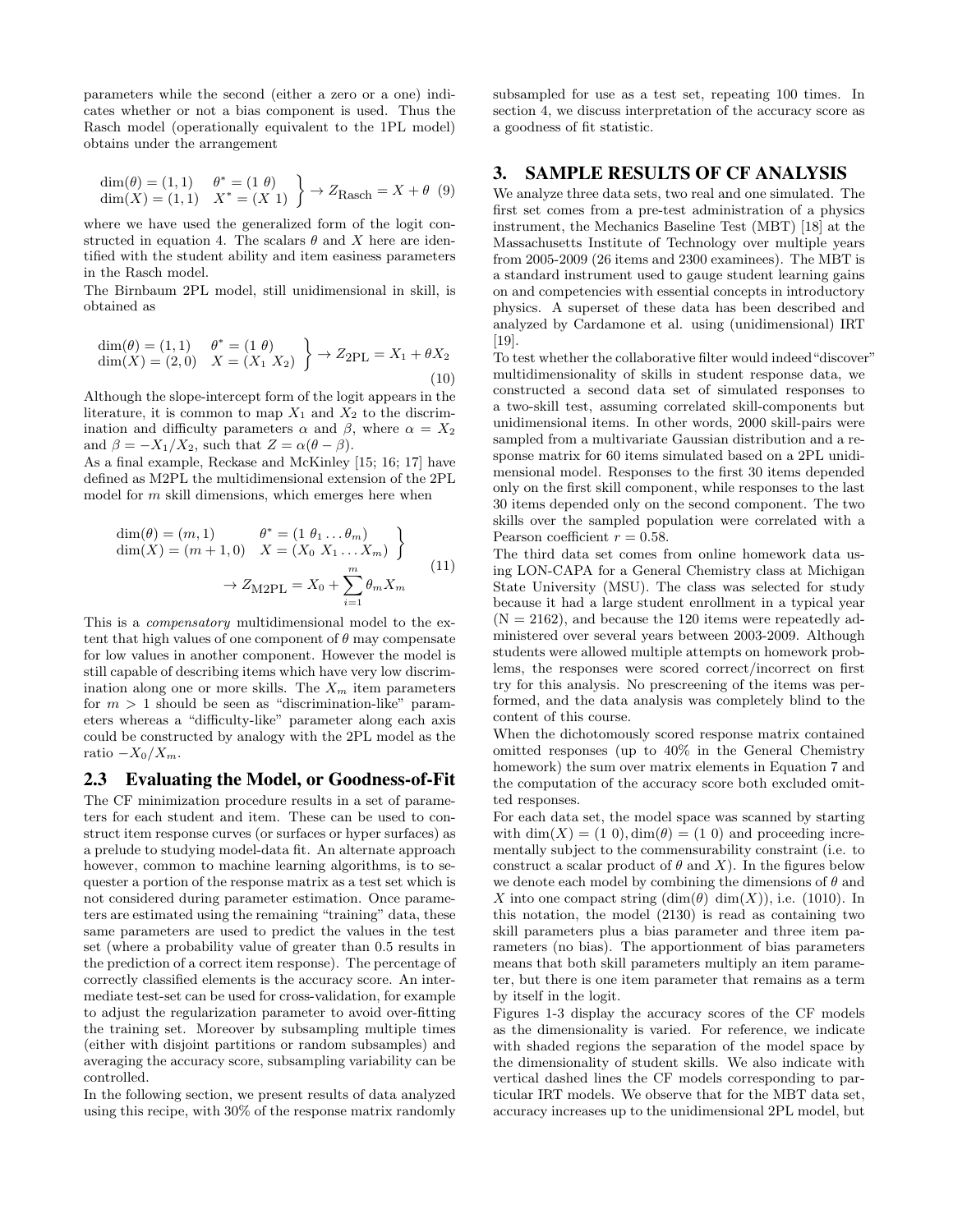parameters while the second (either a zero or a one) indicates whether or not a bias component is used. Thus the Rasch model (operationally equivalent to the 1PL model) obtains under the arrangement

$$\left.\begin{array}{ll}\dim(\theta) = (1,1) & \theta^* = (1\ \theta) \\ \dim(X) = (1,1) & X^* = (X\ 1)\end{array}\right\} \rightarrow Z_{\text{Rasch}} = X + \theta \quad (9)$$

where we have used the generalized form of the logit constructed in equation 4. The scalars $\theta$ and $X$ here are identified with the student ability and item easiness parameters in the Rasch model.

The Birnbaum 2PL model, still unidimensional in skill, is obtained as

$$\left.\begin{array}{ll}\dim(\theta) = (1,1) & \theta^* = (1\ \theta) \\ \dim(X) = (2,0) & X = (X_1\ X_2)\end{array}\right\} \rightarrow Z_{\text{2PL}} = X_1 + \theta X_2 \quad (10)$$

Although the slope-intercept form of the logit appears in the literature, it is common to map $X_1$ and $X_2$ to the discrimination and difficulty parameters $\alpha$ and $\beta$, where $\alpha = X_2$ and $\beta = -X_1/X_2$, such that $Z = \alpha(\theta - \beta)$.

As a final example, Reckase and McKinley [15; 16; 17] have defined as M2PL the multidimensional extension of the 2PL model for $m$ skill dimensions, which emerges here when

$$\left.\begin{array}{ll}\dim(\theta) = (m,1) & \theta^* = (1\ \theta_1 \ldots \theta_m) \\ \dim(X) = (m+1,0) & X = (X_0\ X_1 \ldots X_m)\end{array}\right\} \rightarrow Z_{\text{M2PL}} = X_0 + \sum_{i=1}^{m} \theta_m X_m \quad (11)$$

This is a *compensatory* multidimensional model to the extent that high values of one component of $\theta$ may compensate for low values in another component. However the model is still capable of describing items which have very low discrimination along one or more skills. The $X_m$ item parameters for $m > 1$ should be seen as "discrimination-like" parameters whereas a "difficulty-like" parameter along each axis could be constructed by analogy with the 2PL model as the ratio $-X_0/X_m$.

## 2.3 Evaluating the Model, or Goodness-of-Fit

The CF minimization procedure results in a set of parameters for each student and item. These can be used to construct item response curves (or surfaces or hyper surfaces) as a prelude to studying model-data fit. An alternate approach however, common to machine learning algorithms, is to sequester a portion of the response matrix as a test set which is not considered during parameter estimation. Once parameters are estimated using the remaining "training" data, these same parameters are used to predict the values in the test set (where a probability value of greater than 0.5 results in the prediction of a correct item response). The percentage of correctly classified elements is the accuracy score. An intermediate test-set can be used for cross-validation, for example to adjust the regularization parameter to avoid over-fitting the training set. Moreover by subsampling multiple times (either with disjoint partitions or random subsamples) and averaging the accuracy score, subsampling variability can be controlled.

In the following section, we present results of data analyzed using this recipe, with 30% of the response matrix randomly subsampled for use as a test set, repeating 100 times. In section 4, we discuss interpretation of the accuracy score as a goodness of fit statistic.

# 3. SAMPLE RESULTS OF CF ANALYSIS

We analyze three data sets, two real and one simulated. The first set comes from a pre-test administration of a physics instrument, the Mechanics Baseline Test (MBT) [18] at the Massachusetts Institute of Technology over multiple years from 2005-2009 (26 items and 2300 examinees). The MBT is a standard instrument used to gauge student learning gains on and competencies with essential concepts in introductory physics. A superset of these data has been described and analyzed by Cardamone et al. using (unidimensional) IRT [19].

To test whether the collaborative filter would indeed "discover" multidimensionality of skills in student response data, we constructed a second data set of simulated responses to a two-skill test, assuming correlated skill-components but unidimensional items. In other words, 2000 skill-pairs were sampled from a multivariate Gaussian distribution and a response matrix for 60 items simulated based on a 2PL unidimensional model. Responses to the first 30 items depended only on the first skill component, while responses to the last 30 items depended only on the second component. The two skills over the sampled population were correlated with a Pearson coefficient $r = 0.58$.

The third data set comes from online homework data using LON-CAPA for a General Chemistry class at Michigan State University (MSU). The class was selected for study because it had a large student enrollment in a typical year (N = 2162), and because the 120 items were repeatedly administered over several years between 2003-2009. Although students were allowed multiple attempts on homework problems, the responses were scored correct/incorrect on first try for this analysis. No prescreening of the items was performed, and the data analysis was completely blind to the content of this course.

When the dichotomously scored response matrix contained omitted responses (up to 40% in the General Chemistry homework) the sum over matrix elements in Equation 7 and the computation of the accuracy score both excluded omitted responses.

For each data set, the model space was scanned by starting with $\dim(X) = (1\ 0), \dim(\theta) = (1\ 0)$ and proceeding incrementally subject to the commensurability constraint (i.e. to construct a scalar product of $\theta$ and $X$). In the figures below we denote each model by combining the dimensions of $\theta$ and $X$ into one compact string ($\dim(\theta)\ \dim(X)$), i.e. (1010). In this notation, the model (2130) is read as containing two skill parameters plus a bias parameter and three item parameters (no bias). The apportionment of bias parameters means that both skill parameters multiply an item parameter, but there is one item parameter that remains as a term by itself in the logit.

Figures 1-3 display the accuracy scores of the CF models as the dimensionality is varied. For reference, we indicate with shaded regions the separation of the model space by the dimensionality of student skills. We also indicate with vertical dashed lines the CF models corresponding to particular IRT models. We observe that for the MBT data set, accuracy increases up to the unidimensional 2PL model, but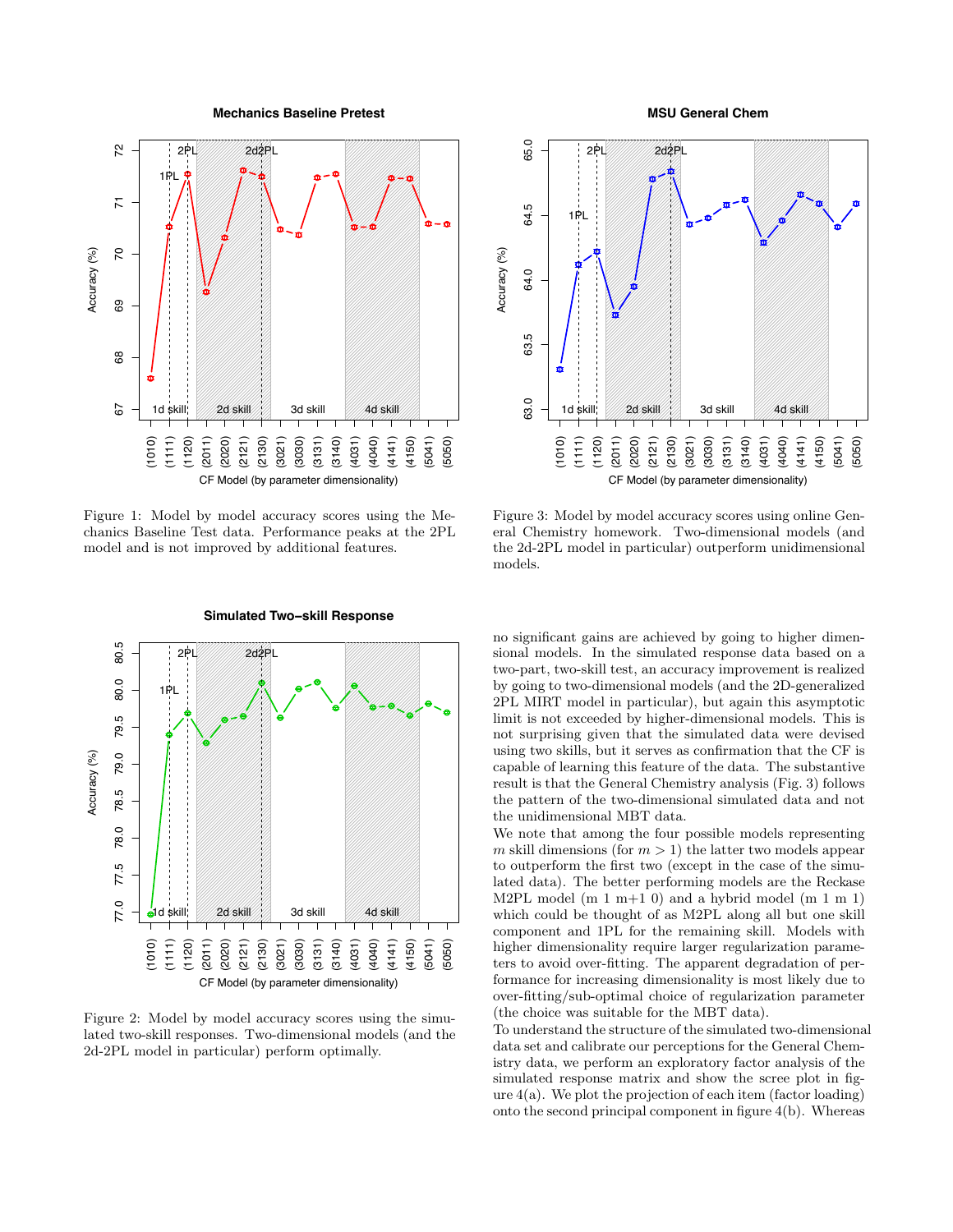Figure 1: Model by model accuracy scores using the Mechanics Baseline Test data. Performance peaks at the 2PL model and is not improved by additional features.

Figure 3: Model by model accuracy scores using online General Chemistry homework. Two-dimensional models (and the 2d-2PL model in particular) outperform unidimensional models.

Figure 2: Model by model accuracy scores using the simulated two-skill responses. Two-dimensional models (and the 2d-2PL model in particular) perform optimally.

no significant gains are achieved by going to higher dimensional models. In the simulated response data based on a two-part, two-skill test, an accuracy improvement is realized by going to two-dimensional models (and the 2D-generalized 2PL MIRT model in particular), but again this asymptotic limit is not exceeded by higher-dimensional models. This is not surprising given that the simulated data were devised using two skills, but it serves as confirmation that the CF is capable of learning this feature of the data. The substantive result is that the General Chemistry analysis (Fig. 3) follows the pattern of the two-dimensional simulated data and not the unidimensional MBT data.

We note that among the four possible models representing $m$ skill dimensions (for $m > 1$) the latter two models appear to outperform the first two (except in the case of the simulated data). The better performing models are the Reckase M2PL model (m 1 m+1 0) and a hybrid model (m 1 m 1) which could be thought of as M2PL along all but one skill component and 1PL for the remaining skill. Models with higher dimensionality require larger regularization parameters to avoid over-fitting. The apparent degradation of performance for increasing dimensionality is most likely due to over-fitting/sub-optimal choice of regularization parameter (the choice was suitable for the MBT data).

To understand the structure of the simulated two-dimensional data set and calibrate our perceptions for the General Chemistry data, we perform an exploratory factor analysis of the simulated response matrix and show the scree plot in figure 4(a). We plot the projection of each item (factor loading) onto the second principal component in figure 4(b). Whereas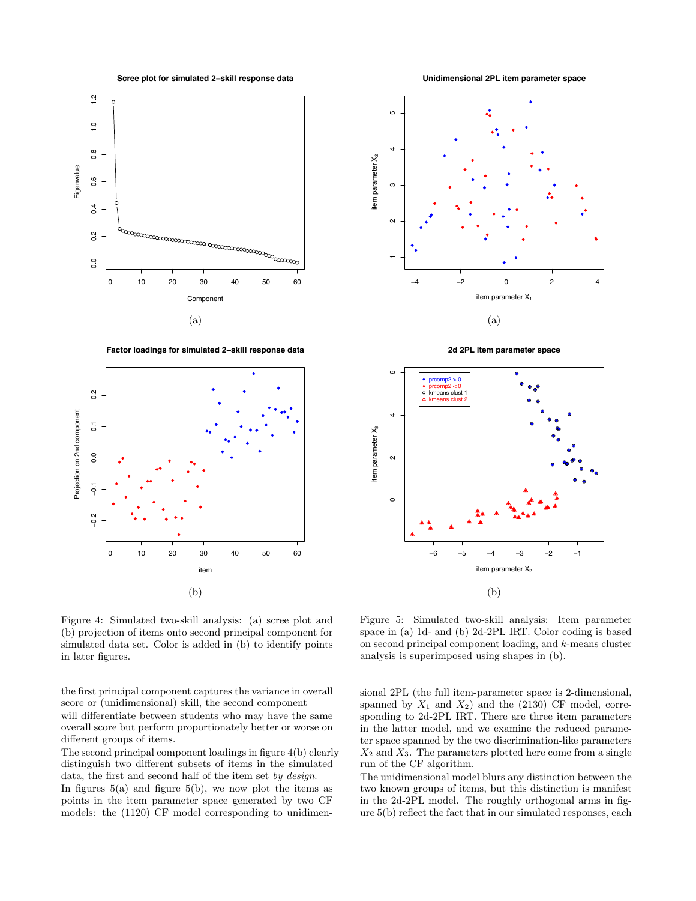Figure 4: Simulated two-skill analysis: (a) scree plot and (b) projection of items onto second principal component for simulated data set. Color is added in (b) to identify points in later figures.

Figure 5: Simulated two-skill analysis: Item parameter space in (a) 1d- and (b) 2d-2PL IRT. Color coding is based on second principal component loading, and $k$-means cluster analysis is superimposed using shapes in (b).

the first principal component captures the variance in overall score or (unidimensional) skill, the second component will differentiate between students who may have the same overall score but perform proportionately better or worse on different groups of items.

The second principal component loadings in figure 4(b) clearly distinguish two different subsets of items in the simulated data, the first and second half of the item set *by design*.

In figures 5(a) and figure 5(b), we now plot the items as points in the item parameter space generated by two CF models: the (1120) CF model corresponding to unidimensional 2PL (the full item-parameter space is 2-dimensional, spanned by $X_1$ and $X_2$) and the (2130) CF model, corresponding to 2d-2PL IRT. There are three item parameters in the latter model, and we examine the reduced parameter space spanned by the two discrimination-like parameters $X_2$ and $X_3$. The parameters plotted here come from a single run of the CF algorithm.

The unidimensional model blurs any distinction between the two known groups of items, but this distinction is manifest in the 2d-2PL model. The roughly orthogonal arms in figure 5(b) reflect the fact that in our simulated responses, each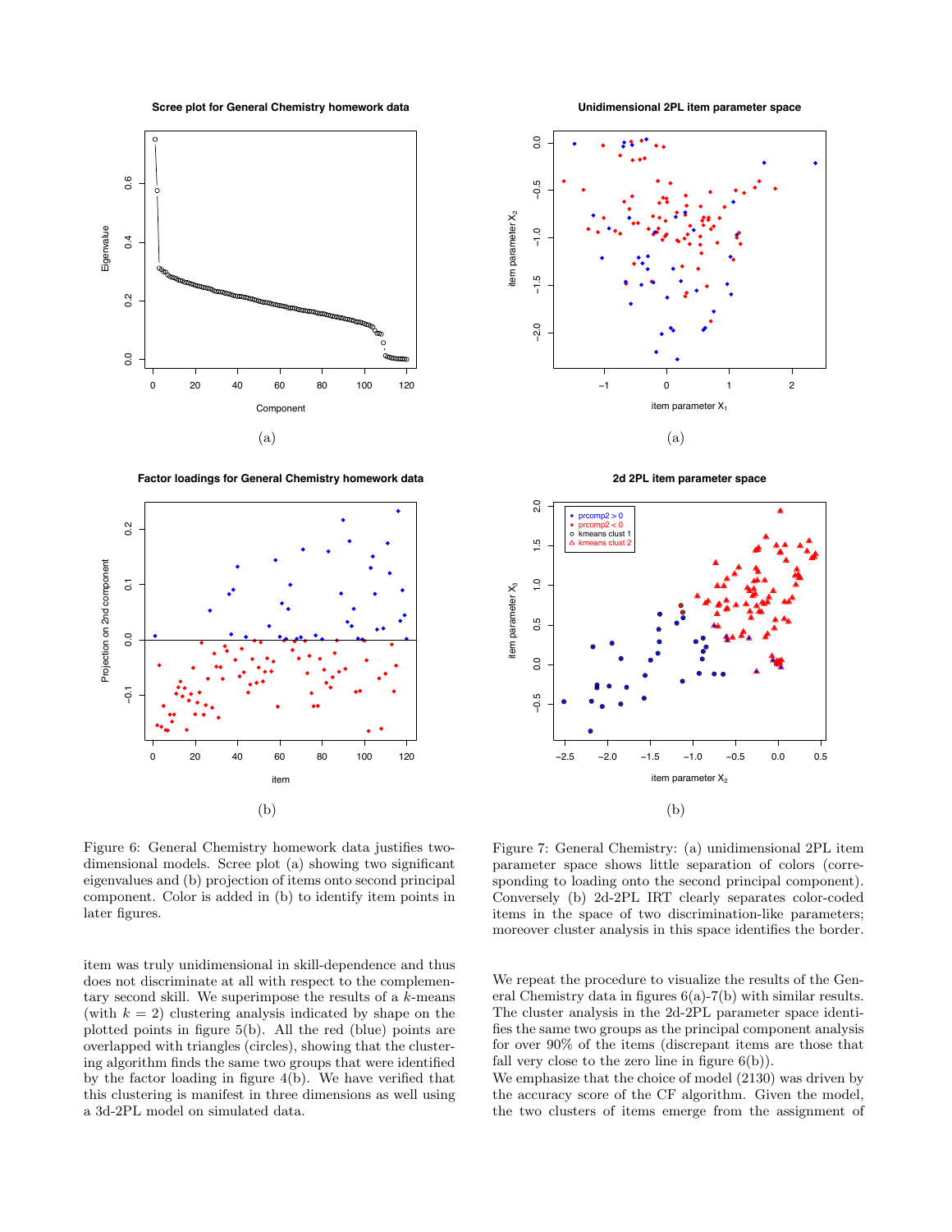Figure 6: General Chemistry homework data justifies two-dimensional models. Scree plot (a) showing two significant eigenvalues and (b) projection of items onto second principal component. Color is added in (b) to identify item points in later figures.

item was truly unidimensional in skill-dependence and thus does not discriminate at all with respect to the complementary second skill. We superimpose the results of a $k$-means (with $k = 2$) clustering analysis indicated by shape on the plotted points in figure 5(b). All the red (blue) points are overlapped with triangles (circles), showing that the clustering algorithm finds the same two groups that were identified by the factor loading in figure 4(b). We have verified that this clustering is manifest in three dimensions as well using a 3d-2PL model on simulated data.

Figure 7: General Chemistry: (a) unidimensional 2PL item parameter space shows little separation of colors (corresponding to loading onto the second principal component). Conversely (b) 2d-2PL IRT clearly separates color-coded items in the space of two discrimination-like parameters; moreover cluster analysis in this space identifies the border.

We repeat the procedure to visualize the results of the General Chemistry data in figures 6(a)-7(b) with similar results. The cluster analysis in the 2d-2PL parameter space identifies the same two groups as the principal component analysis for over 90% of the items (discrepant items are those that fall very close to the zero line in figure 6(b)).

We emphasize that the choice of model (2130) was driven by the accuracy score of the CF algorithm. Given the model, the two clusters of items emerge from the assignment of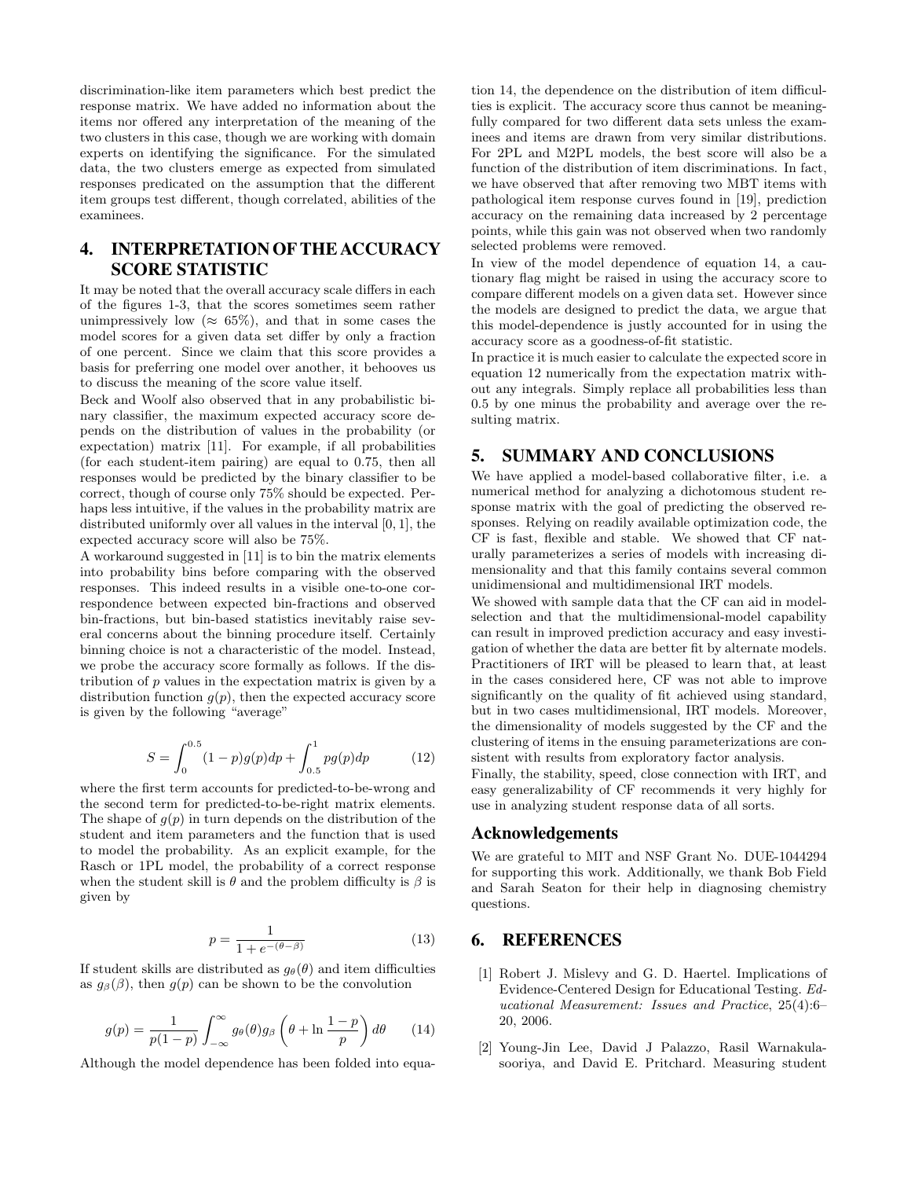discrimination-like item parameters which best predict the response matrix. We have added no information about the items nor offered any interpretation of the meaning of the two clusters in this case, though we are working with domain experts on identifying the significance. For the simulated data, the two clusters emerge as expected from simulated responses predicated on the assumption that the different item groups test different, though correlated, abilities of the examinees.

## 4. INTERPRETATION OF THE ACCURACY SCORE STATISTIC

It may be noted that the overall accuracy scale differs in each of the figures 1-3, that the scores sometimes seem rather unimpressively low ($\approx$ 65%), and that in some cases the model scores for a given data set differ by only a fraction of one percent. Since we claim that this score provides a basis for preferring one model over another, it behooves us to discuss the meaning of the score value itself.

Beck and Woolf also observed that in any probabilistic binary classifier, the maximum expected accuracy score depends on the distribution of values in the probability (or expectation) matrix [11]. For example, if all probabilities (for each student-item pairing) are equal to 0.75, then all responses would be predicted by the binary classifier to be correct, though of course only 75% should be expected. Perhaps less intuitive, if the values in the probability matrix are distributed uniformly over all values in the interval $[0, 1]$, the expected accuracy score will also be 75%.

A workaround suggested in [11] is to bin the matrix elements into probability bins before comparing with the observed responses. This indeed results in a visible one-to-one correspondence between expected bin-fractions and observed bin-fractions, but bin-based statistics inevitably raise several concerns about the binning procedure itself. Certainly binning choice is not a characteristic of the model. Instead, we probe the accuracy score formally as follows. If the distribution of $p$ values in the expectation matrix is given by a distribution function $g(p)$, then the expected accuracy score is given by the following "average"

$$S = \int_0^{0.5} (1-p) g(p) dp + \int_{0.5}^1 p g(p) dp \qquad (12)$$

where the first term accounts for predicted-to-be-wrong and the second term for predicted-to-be-right matrix elements. The shape of $g(p)$ in turn depends on the distribution of the student and item parameters and the function that is used to model the probability. As an explicit example, for the Rasch or 1PL model, the probability of a correct response when the student skill is $\theta$ and the problem difficulty is $\beta$ is given by

$$p = \frac{1}{1 + e^{-(\theta - \beta)}} \qquad (13)$$

If student skills are distributed as $g_\theta(\theta)$ and item difficulties as $g_\beta(\beta)$, then $g(p)$ can be shown to be the convolution

$$g(p) = \frac{1}{p(1-p)} \int_{-\infty}^{\infty} g_\theta(\theta) g_\beta\left(\theta + \ln\frac{1-p}{p}\right) d\theta \qquad (14)$$

Although the model dependence has been folded into equation 14, the dependence on the distribution of item difficulties is explicit. The accuracy score thus cannot be meaningfully compared for two different data sets unless the examinees and items are drawn from very similar distributions. For 2PL and M2PL models, the best score will also be a function of the distribution of item discriminations. In fact, we have observed that after removing two MBT items with pathological item response curves found in [19], prediction accuracy on the remaining data increased by 2 percentage points, while this gain was not observed when two randomly selected problems were removed.

In view of the model dependence of equation 14, a cautionary flag might be raised in using the accuracy score to compare different models on a given data set. However since the models are designed to predict the data, we argue that this model-dependence is justly accounted for in using the accuracy score as a goodness-of-fit statistic.

In practice it is much easier to calculate the expected score in equation 12 numerically from the expectation matrix without any integrals. Simply replace all probabilities less than 0.5 by one minus the probability and average over the resulting matrix.

## 5. SUMMARY AND CONCLUSIONS

We have applied a model-based collaborative filter, i.e. a numerical method for analyzing a dichotomous student response matrix with the goal of predicting the observed responses. Relying on readily available optimization code, the CF is fast, flexible and stable. We showed that CF naturally parameterizes a series of models with increasing dimensionality and that this family contains several common unidimensional and multidimensional IRT models.

We showed with sample data that the CF can aid in model-selection and that the multidimensional-model capability can result in improved prediction accuracy and easy investigation of whether the data are better fit by alternate models. Practitioners of IRT will be pleased to learn that, at least in the cases considered here, CF was not able to improve significantly on the quality of fit achieved using standard, but in two cases multidimensional, IRT models. Moreover, the dimensionality of models suggested by the CF and the clustering of items in the ensuing parameterizations are consistent with results from exploratory factor analysis.

Finally, the stability, speed, close connection with IRT, and easy generalizability of CF recommends it very highly for use in analyzing student response data of all sorts.

## Acknowledgements

We are grateful to MIT and NSF Grant No. DUE-1044294 for supporting this work. Additionally, we thank Bob Field and Sarah Seaton for their help in diagnosing chemistry questions.

## 6. REFERENCES

[1] Robert J. Mislevy and G. D. Haertel. Implications of Evidence-Centered Design for Educational Testing. *Educational Measurement: Issues and Practice*, 25(4):6–20, 2006.

[2] Young-Jin Lee, David J Palazzo, Rasil Warnakulasooriya, and David E. Pritchard. Measuring student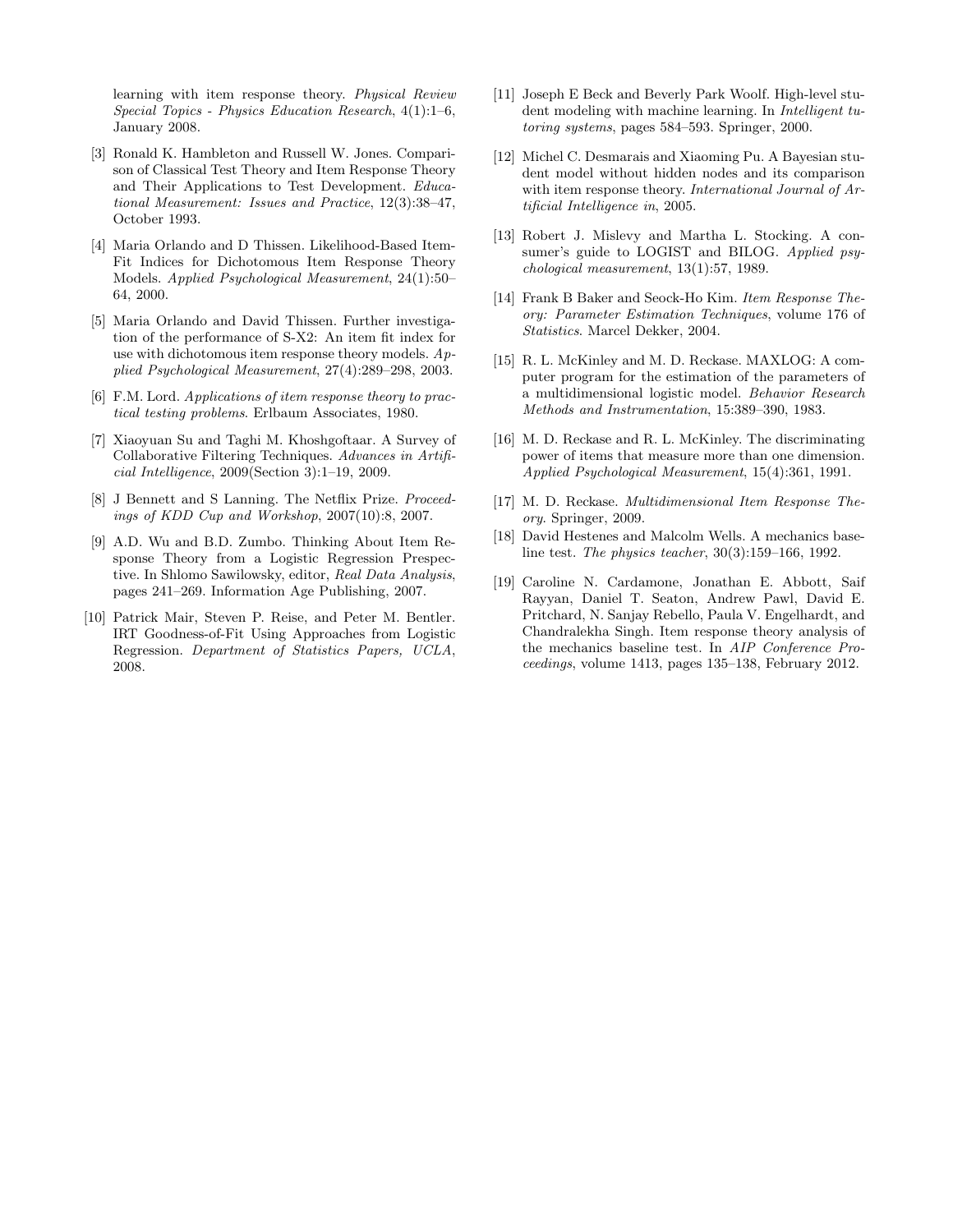learning with item response theory. *Physical Review Special Topics - Physics Education Research*, 4(1):1–6, January 2008.

[3] Ronald K. Hambleton and Russell W. Jones. Comparison of Classical Test Theory and Item Response Theory and Their Applications to Test Development. *Educational Measurement: Issues and Practice*, 12(3):38–47, October 1993.

[4] Maria Orlando and D Thissen. Likelihood-Based Item-Fit Indices for Dichotomous Item Response Theory Models. *Applied Psychological Measurement*, 24(1):50–64, 2000.

[5] Maria Orlando and David Thissen. Further investigation of the performance of S-X2: An item fit index for use with dichotomous item response theory models. *Applied Psychological Measurement*, 27(4):289–298, 2003.

[6] F.M. Lord. *Applications of item response theory to practical testing problems*. Erlbaum Associates, 1980.

[7] Xiaoyuan Su and Taghi M. Khoshgoftaar. A Survey of Collaborative Filtering Techniques. *Advances in Artificial Intelligence*, 2009(Section 3):1–19, 2009.

[8] J Bennett and S Lanning. The Netflix Prize. *Proceedings of KDD Cup and Workshop*, 2007(10):8, 2007.

[9] A.D. Wu and B.D. Zumbo. Thinking About Item Response Theory from a Logistic Regression Prespective. In Shlomo Sawilowsky, editor, *Real Data Analysis*, pages 241–269. Information Age Publishing, 2007.

[10] Patrick Mair, Steven P. Reise, and Peter M. Bentler. IRT Goodness-of-Fit Using Approaches from Logistic Regression. *Department of Statistics Papers, UCLA*, 2008.

[11] Joseph E Beck and Beverly Park Woolf. High-level student modeling with machine learning. In *Intelligent tutoring systems*, pages 584–593. Springer, 2000.

[12] Michel C. Desmarais and Xiaoming Pu. A Bayesian student model without hidden nodes and its comparison with item response theory. *International Journal of Artificial Intelligence in*, 2005.

[13] Robert J. Mislevy and Martha L. Stocking. A consumer's guide to LOGIST and BILOG. *Applied psychological measurement*, 13(1):57, 1989.

[14] Frank B Baker and Seock-Ho Kim. *Item Response Theory: Parameter Estimation Techniques*, volume 176 of *Statistics*. Marcel Dekker, 2004.

[15] R. L. McKinley and M. D. Reckase. MAXLOG: A computer program for the estimation of the parameters of a multidimensional logistic model. *Behavior Research Methods and Instrumentation*, 15:389–390, 1983.

[16] M. D. Reckase and R. L. McKinley. The discriminating power of items that measure more than one dimension. *Applied Psychological Measurement*, 15(4):361, 1991.

[17] M. D. Reckase. *Multidimensional Item Response Theory*. Springer, 2009.

[18] David Hestenes and Malcolm Wells. A mechanics baseline test. *The physics teacher*, 30(3):159–166, 1992.

[19] Caroline N. Cardamone, Jonathan E. Abbott, Saif Rayyan, Daniel T. Seaton, Andrew Pawl, David E. Pritchard, N. Sanjay Rebello, Paula V. Engelhardt, and Chandralekha Singh. Item response theory analysis of the mechanics baseline test. In *AIP Conference Proceedings*, volume 1413, pages 135–138, February 2012.